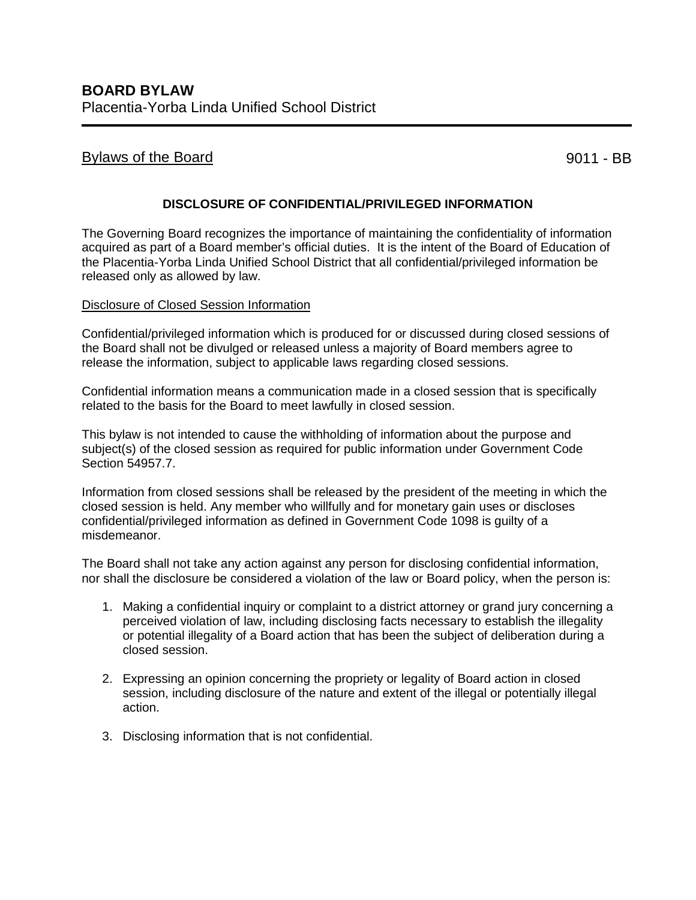# BOARD BYLAW

Placentia-Yorba Linda Unified School District

Bylaws of the Board 9011 - BB

## DISCLOSURE OF CONFIDENTIAL/PRIVILEGED INFORMATION

The Governing Board recognizes the importance of maintaining the confidentiality of information acquired as part of a Board member's official duties. It is the intent of the Board of Education of the Placentia-Yorba Linda Unified School District that all confidential/privileged information be released only as allowed by law.

### Disclosure of Closed Session Information

Confidential/privileged information which is produced for or discussed during closed sessions of the Board shall not be divulged or released unless a majority of Board members agree to release the information, subject to applicable laws regarding closed sessions.

Confidential information means a communication made in a closed session that is specifically related to the basis for the Board to meet lawfully in closed session.

This bylaw is not intended to cause the withholding of information about the purpose and subject(s) of the closed session as required for public information under Government Code Section 54957.7.

Information from closed sessions shall be released by the president of the meeting in which the closed session is held. Any member who willfully and for monetary gain uses or discloses confidential/privileged information as defined in Government Code 1098 is guilty of a misdemeanor.

The Board shall not take any action against any person for disclosing confidential information, nor shall the disclosure be considered a violation of the law or Board policy, when the person is:

1. Making a confidential inquiry or complaint to a district attorney or grand jury concerning a perceived violation of law, including disclosing facts necessary to establish the illegality or potential illegality of a Board action that has been the subject of deliberation during a closed session.
2. Expressing an opinion concerning the propriety or legality of Board action in closed session, including disclosure of the nature and extent of the illegal or potentially illegal action.
3. Disclosing information that is not confidential.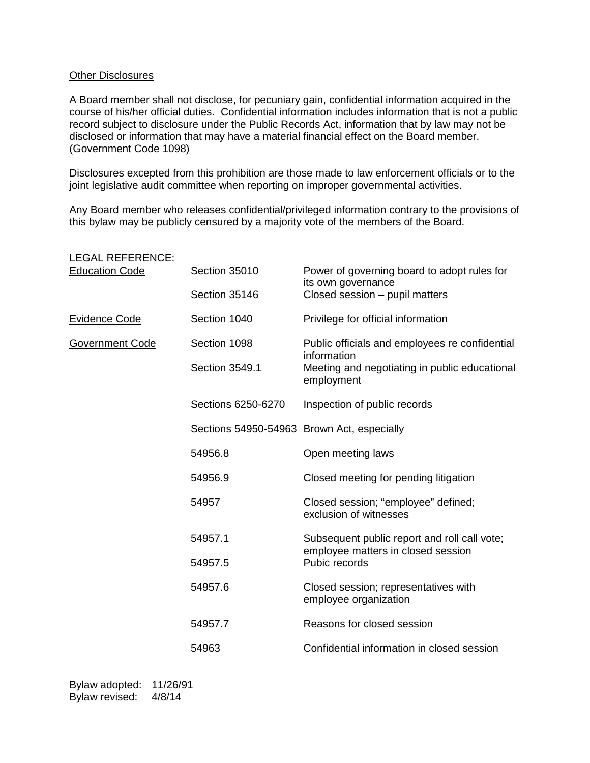Other Disclosures

A Board member shall not disclose, for pecuniary gain, confidential information acquired in the course of his/her official duties. Confidential information includes information that is not a public record subject to disclosure under the Public Records Act, information that by law may not be disclosed or information that may have a material financial effect on the Board member. (Government Code 1098)

Disclosures excepted from this prohibition are those made to law enforcement officials or to the joint legislative audit committee when reporting on improper governmental activities.

Any Board member who releases confidential/privileged information contrary to the provisions of this bylaw may be publicly censured by a majority vote of the members of the Board.

LEGAL REFERENCE:

| | | |
|---|---|---|
| Education Code | Section 35010 | Power of governing board to adopt rules for its own governance |
| | Section 35146 | Closed session – pupil matters |
| Evidence Code | Section 1040 | Privilege for official information |
| Government Code | Section 1098 | Public officials and employees re confidential information |
| | Section 3549.1 | Meeting and negotiating in public educational employment |
| | Sections 6250-6270 | Inspection of public records |
| | Sections 54950-54963 | Brown Act, especially |
| | 54956.8 | Open meeting laws |
| | 54956.9 | Closed meeting for pending litigation |
| | 54957 | Closed session; "employee" defined; exclusion of witnesses |
| | 54957.1 | Subsequent public report and roll call vote; employee matters in closed session |
| | 54957.5 | Pubic records |
| | 54957.6 | Closed session; representatives with employee organization |
| | 54957.7 | Reasons for closed session |
| | 54963 | Confidential information in closed session |

Bylaw adopted: 11/26/91
Bylaw revised: 4/8/14